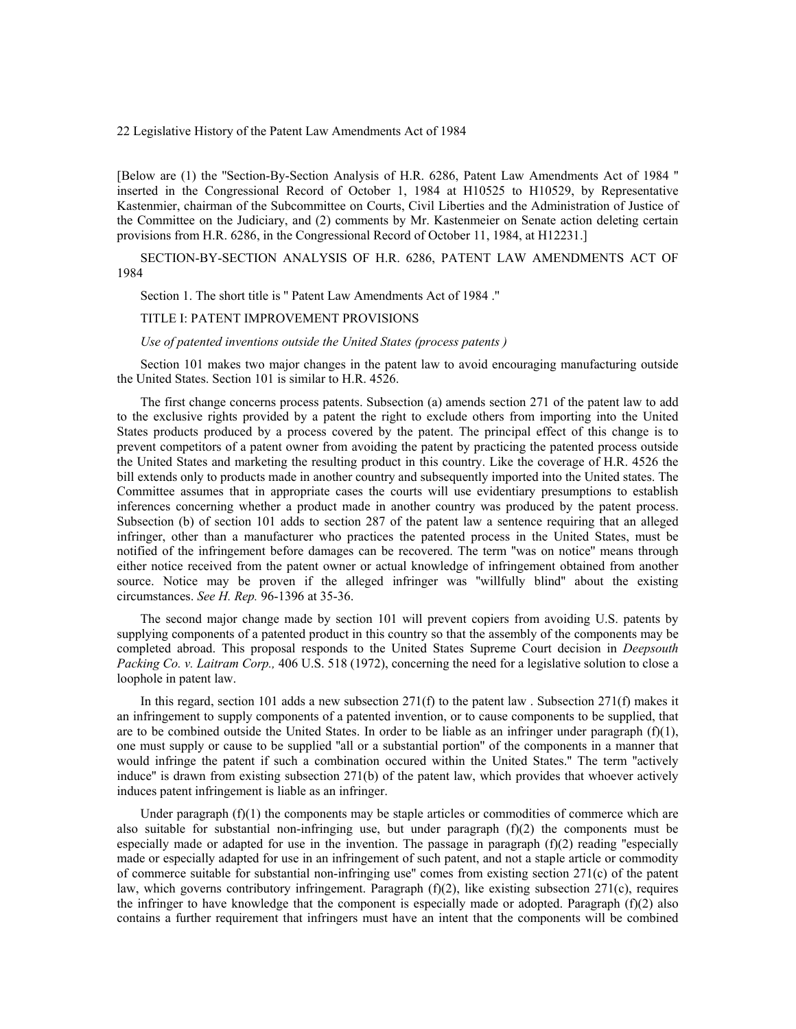22 Legislative History of the Patent Law Amendments Act of 1984

[Below are (1) the "Section-By-Section Analysis of H.R. 6286, Patent Law Amendments Act of 1984 " inserted in the Congressional Record of October 1, 1984 at H10525 to H10529, by Representative Kastenmier, chairman of the Subcommittee on Courts, Civil Liberties and the Administration of Justice of the Committee on the Judiciary, and (2) comments by Mr. Kastenmeier on Senate action deleting certain provisions from H.R. 6286, in the Congressional Record of October 11, 1984, at H12231.]

SECTION-BY-SECTION ANALYSIS OF H.R. 6286, PATENT LAW AMENDMENTS ACT OF 1984

Section 1. The short title is " Patent Law Amendments Act of 1984 ."

TITLE I: PATENT IMPROVEMENT PROVISIONS

*Use of patented inventions outside the United States (process patents )*

Section 101 makes two major changes in the patent law to avoid encouraging manufacturing outside the United States. Section 101 is similar to H.R. 4526.

The first change concerns process patents. Subsection (a) amends section 271 of the patent law to add to the exclusive rights provided by a patent the right to exclude others from importing into the United States products produced by a process covered by the patent. The principal effect of this change is to prevent competitors of a patent owner from avoiding the patent by practicing the patented process outside the United States and marketing the resulting product in this country. Like the coverage of H.R. 4526 the bill extends only to products made in another country and subsequently imported into the United states. The Committee assumes that in appropriate cases the courts will use evidentiary presumptions to establish inferences concerning whether a product made in another country was produced by the patent process. Subsection (b) of section 101 adds to section 287 of the patent law a sentence requiring that an alleged infringer, other than a manufacturer who practices the patented process in the United States, must be notified of the infringement before damages can be recovered. The term "was on notice" means through either notice received from the patent owner or actual knowledge of infringement obtained from another source. Notice may be proven if the alleged infringer was "willfully blind" about the existing circumstances. *See H. Rep.* 96-1396 at 35-36.

The second major change made by section 101 will prevent copiers from avoiding U.S. patents by supplying components of a patented product in this country so that the assembly of the components may be completed abroad. This proposal responds to the United States Supreme Court decision in *Deepsouth Packing Co. v. Laitram Corp.,* 406 U.S. 518 (1972), concerning the need for a legislative solution to close a loophole in patent law.

In this regard, section 101 adds a new subsection 271(f) to the patent law . Subsection 271(f) makes it an infringement to supply components of a patented invention, or to cause components to be supplied, that are to be combined outside the United States. In order to be liable as an infringer under paragraph (f)(1), one must supply or cause to be supplied "all or a substantial portion" of the components in a manner that would infringe the patent if such a combination occured within the United States." The term "actively induce" is drawn from existing subsection 271(b) of the patent law, which provides that whoever actively induces patent infringement is liable as an infringer.

Under paragraph (f)(1) the components may be staple articles or commodities of commerce which are also suitable for substantial non-infringing use, but under paragraph (f)(2) the components must be especially made or adapted for use in the invention. The passage in paragraph (f)(2) reading "especially made or especially adapted for use in an infringement of such patent, and not a staple article or commodity of commerce suitable for substantial non-infringing use" comes from existing section 271(c) of the patent law, which governs contributory infringement. Paragraph (f)(2), like existing subsection 271(c), requires the infringer to have knowledge that the component is especially made or adopted. Paragraph (f)(2) also contains a further requirement that infringers must have an intent that the components will be combined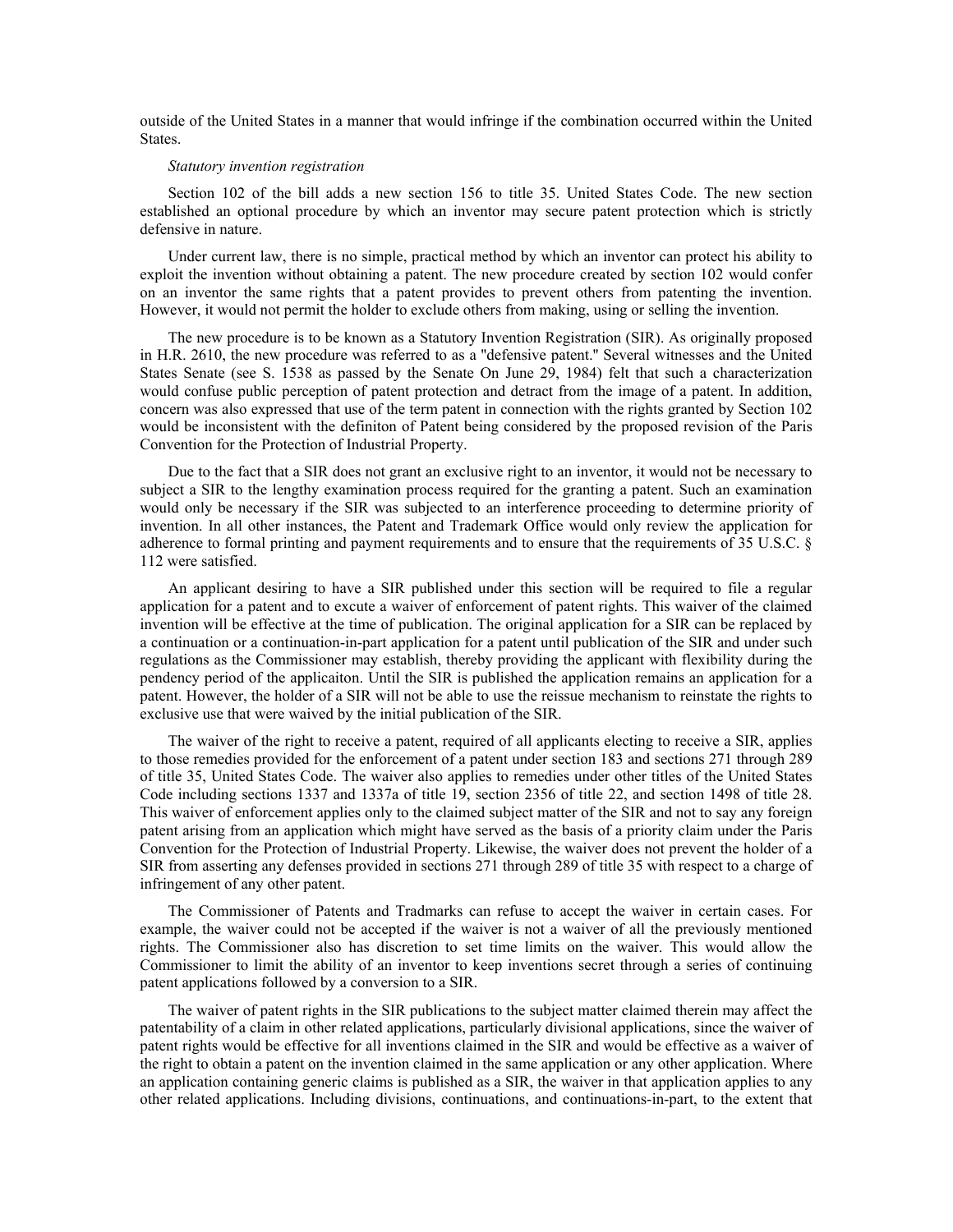outside of the United States in a manner that would infringe if the combination occurred within the United States.

*Statutory invention registration*

Section 102 of the bill adds a new section 156 to title 35. United States Code. The new section established an optional procedure by which an inventor may secure patent protection which is strictly defensive in nature.

Under current law, there is no simple, practical method by which an inventor can protect his ability to exploit the invention without obtaining a patent. The new procedure created by section 102 would confer on an inventor the same rights that a patent provides to prevent others from patenting the invention. However, it would not permit the holder to exclude others from making, using or selling the invention.

The new procedure is to be known as a Statutory Invention Registration (SIR). As originally proposed in H.R. 2610, the new procedure was referred to as a "defensive patent." Several witnesses and the United States Senate (see S. 1538 as passed by the Senate On June 29, 1984) felt that such a characterization would confuse public perception of patent protection and detract from the image of a patent. In addition, concern was also expressed that use of the term patent in connection with the rights granted by Section 102 would be inconsistent with the definiton of Patent being considered by the proposed revision of the Paris Convention for the Protection of Industrial Property.

Due to the fact that a SIR does not grant an exclusive right to an inventor, it would not be necessary to subject a SIR to the lengthy examination process required for the granting a patent. Such an examination would only be necessary if the SIR was subjected to an interference proceeding to determine priority of invention. In all other instances, the Patent and Trademark Office would only review the application for adherence to formal printing and payment requirements and to ensure that the requirements of 35 U.S.C. § 112 were satisfied.

An applicant desiring to have a SIR published under this section will be required to file a regular application for a patent and to excute a waiver of enforcement of patent rights. This waiver of the claimed invention will be effective at the time of publication. The original application for a SIR can be replaced by a continuation or a continuation-in-part application for a patent until publication of the SIR and under such regulations as the Commissioner may establish, thereby providing the applicant with flexibility during the pendency period of the applicaiton. Until the SIR is published the application remains an application for a patent. However, the holder of a SIR will not be able to use the reissue mechanism to reinstate the rights to exclusive use that were waived by the initial publication of the SIR.

The waiver of the right to receive a patent, required of all applicants electing to receive a SIR, applies to those remedies provided for the enforcement of a patent under section 183 and sections 271 through 289 of title 35, United States Code. The waiver also applies to remedies under other titles of the United States Code including sections 1337 and 1337a of title 19, section 2356 of title 22, and section 1498 of title 28. This waiver of enforcement applies only to the claimed subject matter of the SIR and not to say any foreign patent arising from an application which might have served as the basis of a priority claim under the Paris Convention for the Protection of Industrial Property. Likewise, the waiver does not prevent the holder of a SIR from asserting any defenses provided in sections 271 through 289 of title 35 with respect to a charge of infringement of any other patent.

The Commissioner of Patents and Tradmarks can refuse to accept the waiver in certain cases. For example, the waiver could not be accepted if the waiver is not a waiver of all the previously mentioned rights. The Commissioner also has discretion to set time limits on the waiver. This would allow the Commissioner to limit the ability of an inventor to keep inventions secret through a series of continuing patent applications followed by a conversion to a SIR.

The waiver of patent rights in the SIR publications to the subject matter claimed therein may affect the patentability of a claim in other related applications, particularly divisional applications, since the waiver of patent rights would be effective for all inventions claimed in the SIR and would be effective as a waiver of the right to obtain a patent on the invention claimed in the same application or any other application. Where an application containing generic claims is published as a SIR, the waiver in that application applies to any other related applications. Including divisions, continuations, and continuations-in-part, to the extent that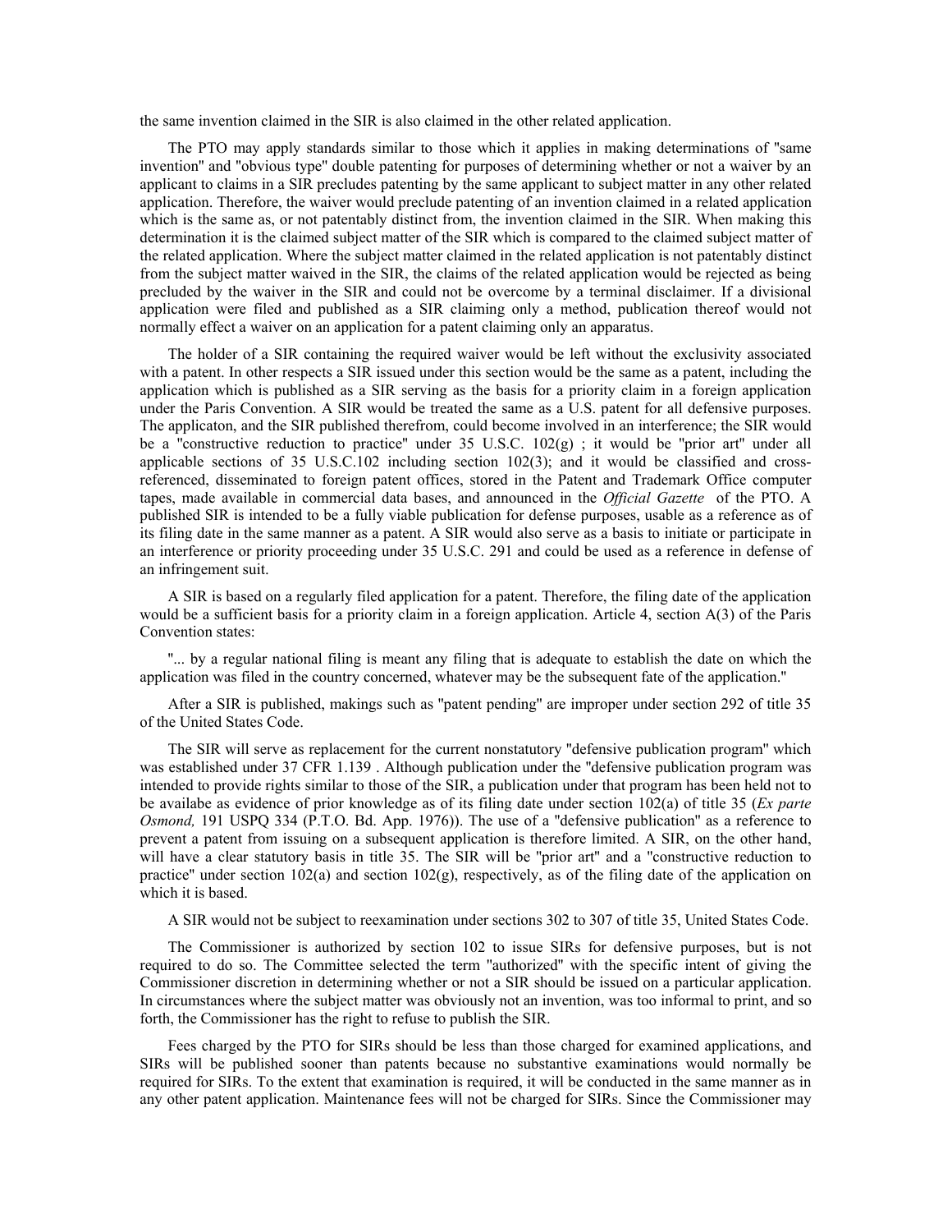the same invention claimed in the SIR is also claimed in the other related application.

The PTO may apply standards similar to those which it applies in making determinations of "same invention" and "obvious type" double patenting for purposes of determining whether or not a waiver by an applicant to claims in a SIR precludes patenting by the same applicant to subject matter in any other related application. Therefore, the waiver would preclude patenting of an invention claimed in a related application which is the same as, or not patentably distinct from, the invention claimed in the SIR. When making this determination it is the claimed subject matter of the SIR which is compared to the claimed subject matter of the related application. Where the subject matter claimed in the related application is not patentably distinct from the subject matter waived in the SIR, the claims of the related application would be rejected as being precluded by the waiver in the SIR and could not be overcome by a terminal disclaimer. If a divisional application were filed and published as a SIR claiming only a method, publication thereof would not normally effect a waiver on an application for a patent claiming only an apparatus.

The holder of a SIR containing the required waiver would be left without the exclusivity associated with a patent. In other respects a SIR issued under this section would be the same as a patent, including the application which is published as a SIR serving as the basis for a priority claim in a foreign application under the Paris Convention. A SIR would be treated the same as a U.S. patent for all defensive purposes. The applicaton, and the SIR published therefrom, could become involved in an interference; the SIR would be a "constructive reduction to practice" under 35 U.S.C. 102(g) ; it would be "prior art" under all applicable sections of 35 U.S.C.102 including section 102(3); and it would be classified and cross-referenced, disseminated to foreign patent offices, stored in the Patent and Trademark Office computer tapes, made available in commercial data bases, and announced in the *Official Gazette* of the PTO. A published SIR is intended to be a fully viable publication for defense purposes, usable as a reference as of its filing date in the same manner as a patent. A SIR would also serve as a basis to initiate or participate in an interference or priority proceeding under 35 U.S.C. 291 and could be used as a reference in defense of an infringement suit.

A SIR is based on a regularly filed application for a patent. Therefore, the filing date of the application would be a sufficient basis for a priority claim in a foreign application. Article 4, section A(3) of the Paris Convention states:

"... by a regular national filing is meant any filing that is adequate to establish the date on which the application was filed in the country concerned, whatever may be the subsequent fate of the application."

After a SIR is published, makings such as "patent pending" are improper under section 292 of title 35 of the United States Code.

The SIR will serve as replacement for the current nonstatutory "defensive publication program" which was established under 37 CFR 1.139 . Although publication under the "defensive publication program was intended to provide rights similar to those of the SIR, a publication under that program has been held not to be availabe as evidence of prior knowledge as of its filing date under section 102(a) of title 35 (*Ex parte Osmond,* 191 USPQ 334 (P.T.O. Bd. App. 1976)). The use of a "defensive publication" as a reference to prevent a patent from issuing on a subsequent application is therefore limited. A SIR, on the other hand, will have a clear statutory basis in title 35. The SIR will be "prior art" and a "constructive reduction to practice" under section 102(a) and section 102(g), respectively, as of the filing date of the application on which it is based.

A SIR would not be subject to reexamination under sections 302 to 307 of title 35, United States Code.

The Commissioner is authorized by section 102 to issue SIRs for defensive purposes, but is not required to do so. The Committee selected the term "authorized" with the specific intent of giving the Commissioner discretion in determining whether or not a SIR should be issued on a particular application. In circumstances where the subject matter was obviously not an invention, was too informal to print, and so forth, the Commissioner has the right to refuse to publish the SIR.

Fees charged by the PTO for SIRs should be less than those charged for examined applications, and SIRs will be published sooner than patents because no substantive examinations would normally be required for SIRs. To the extent that examination is required, it will be conducted in the same manner as in any other patent application. Maintenance fees will not be charged for SIRs. Since the Commissioner may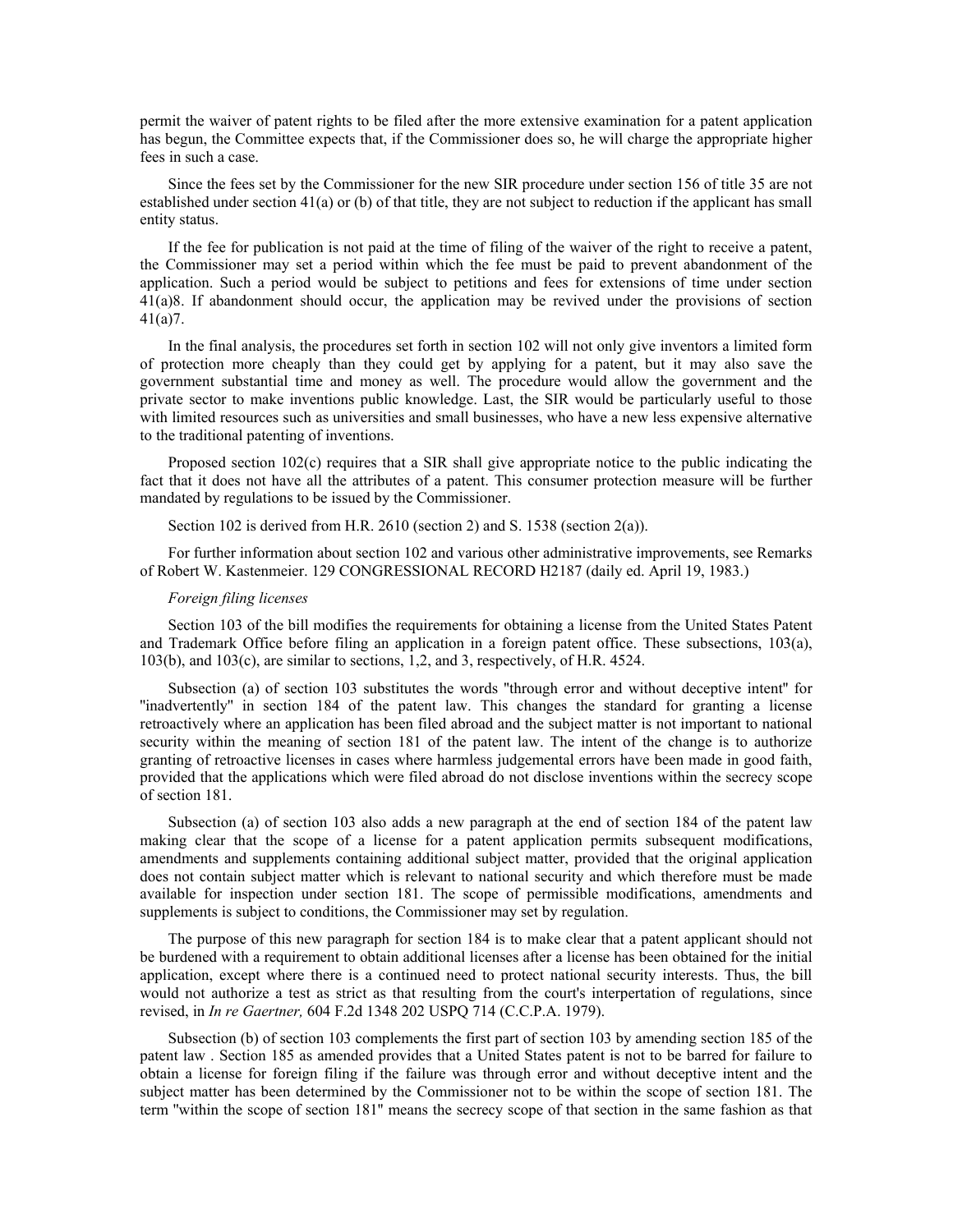permit the waiver of patent rights to be filed after the more extensive examination for a patent application has begun, the Committee expects that, if the Commissioner does so, he will charge the appropriate higher fees in such a case.

Since the fees set by the Commissioner for the new SIR procedure under section 156 of title 35 are not established under section 41(a) or (b) of that title, they are not subject to reduction if the applicant has small entity status.

If the fee for publication is not paid at the time of filing of the waiver of the right to receive a patent, the Commissioner may set a period within which the fee must be paid to prevent abandonment of the application. Such a period would be subject to petitions and fees for extensions of time under section 41(a)8. If abandonment should occur, the application may be revived under the provisions of section 41(a)7.

In the final analysis, the procedures set forth in section 102 will not only give inventors a limited form of protection more cheaply than they could get by applying for a patent, but it may also save the government substantial time and money as well. The procedure would allow the government and the private sector to make inventions public knowledge. Last, the SIR would be particularly useful to those with limited resources such as universities and small businesses, who have a new less expensive alternative to the traditional patenting of inventions.

Proposed section 102(c) requires that a SIR shall give appropriate notice to the public indicating the fact that it does not have all the attributes of a patent. This consumer protection measure will be further mandated by regulations to be issued by the Commissioner.

Section 102 is derived from H.R. 2610 (section 2) and S. 1538 (section 2(a)).

For further information about section 102 and various other administrative improvements, see Remarks of Robert W. Kastenmeier. 129 CONGRESSIONAL RECORD H2187 (daily ed. April 19, 1983.)

*Foreign filing licenses*

Section 103 of the bill modifies the requirements for obtaining a license from the United States Patent and Trademark Office before filing an application in a foreign patent office. These subsections, 103(a), 103(b), and 103(c), are similar to sections, 1,2, and 3, respectively, of H.R. 4524.

Subsection (a) of section 103 substitutes the words "through error and without deceptive intent" for "inadvertently" in section 184 of the patent law. This changes the standard for granting a license retroactively where an application has been filed abroad and the subject matter is not important to national security within the meaning of section 181 of the patent law. The intent of the change is to authorize granting of retroactive licenses in cases where harmless judgemental errors have been made in good faith, provided that the applications which were filed abroad do not disclose inventions within the secrecy scope of section 181.

Subsection (a) of section 103 also adds a new paragraph at the end of section 184 of the patent law making clear that the scope of a license for a patent application permits subsequent modifications, amendments and supplements containing additional subject matter, provided that the original application does not contain subject matter which is relevant to national security and which therefore must be made available for inspection under section 181. The scope of permissible modifications, amendments and supplements is subject to conditions, the Commissioner may set by regulation.

The purpose of this new paragraph for section 184 is to make clear that a patent applicant should not be burdened with a requirement to obtain additional licenses after a license has been obtained for the initial application, except where there is a continued need to protect national security interests. Thus, the bill would not authorize a test as strict as that resulting from the court's interpertation of regulations, since revised, in *In re Gaertner,* 604 F.2d 1348 202 USPQ 714 (C.C.P.A. 1979).

Subsection (b) of section 103 complements the first part of section 103 by amending section 185 of the patent law . Section 185 as amended provides that a United States patent is not to be barred for failure to obtain a license for foreign filing if the failure was through error and without deceptive intent and the subject matter has been determined by the Commissioner not to be within the scope of section 181. The term "within the scope of section 181" means the secrecy scope of that section in the same fashion as that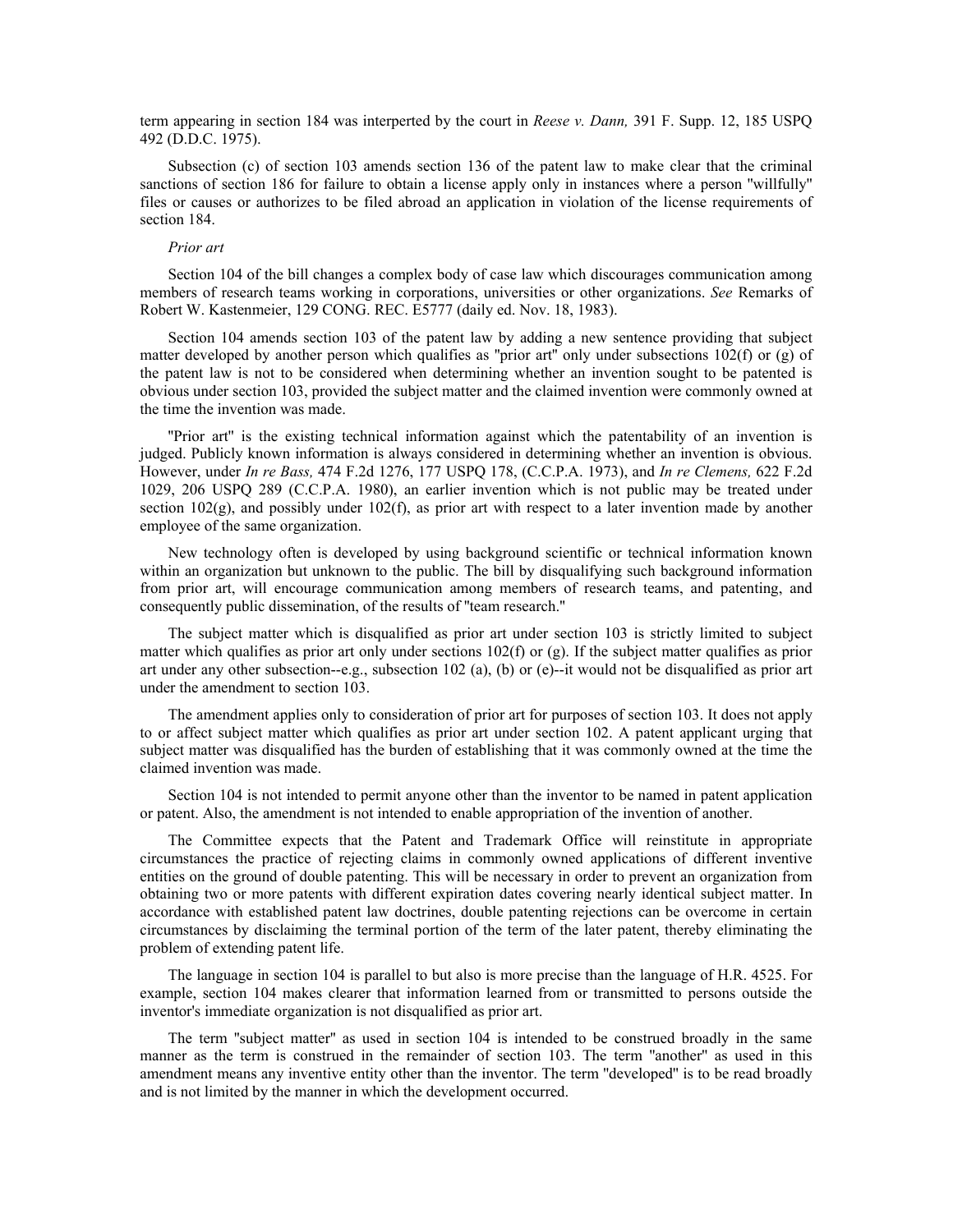term appearing in section 184 was interperted by the court in *Reese v. Dann,* 391 F. Supp. 12, 185 USPQ 492 (D.D.C. 1975).

Subsection (c) of section 103 amends section 136 of the patent law to make clear that the criminal sanctions of section 186 for failure to obtain a license apply only in instances where a person "willfully" files or causes or authorizes to be filed abroad an application in violation of the license requirements of section 184.

*Prior art*

Section 104 of the bill changes a complex body of case law which discourages communication among members of research teams working in corporations, universities or other organizations. *See* Remarks of Robert W. Kastenmeier, 129 CONG. REC. E5777 (daily ed. Nov. 18, 1983).

Section 104 amends section 103 of the patent law by adding a new sentence providing that subject matter developed by another person which qualifies as "prior art" only under subsections 102(f) or (g) of the patent law is not to be considered when determining whether an invention sought to be patented is obvious under section 103, provided the subject matter and the claimed invention were commonly owned at the time the invention was made.

"Prior art" is the existing technical information against which the patentability of an invention is judged. Publicly known information is always considered in determining whether an invention is obvious. However, under *In re Bass,* 474 F.2d 1276, 177 USPQ 178, (C.C.P.A. 1973), and *In re Clemens,* 622 F.2d 1029, 206 USPQ 289 (C.C.P.A. 1980), an earlier invention which is not public may be treated under section 102(g), and possibly under 102(f), as prior art with respect to a later invention made by another employee of the same organization.

New technology often is developed by using background scientific or technical information known within an organization but unknown to the public. The bill by disqualifying such background information from prior art, will encourage communication among members of research teams, and patenting, and consequently public dissemination, of the results of "team research."

The subject matter which is disqualified as prior art under section 103 is strictly limited to subject matter which qualifies as prior art only under sections 102(f) or (g). If the subject matter qualifies as prior art under any other subsection--e.g., subsection 102 (a), (b) or (e)--it would not be disqualified as prior art under the amendment to section 103.

The amendment applies only to consideration of prior art for purposes of section 103. It does not apply to or affect subject matter which qualifies as prior art under section 102. A patent applicant urging that subject matter was disqualified has the burden of establishing that it was commonly owned at the time the claimed invention was made.

Section 104 is not intended to permit anyone other than the inventor to be named in patent application or patent. Also, the amendment is not intended to enable appropriation of the invention of another.

The Committee expects that the Patent and Trademark Office will reinstitute in appropriate circumstances the practice of rejecting claims in commonly owned applications of different inventive entities on the ground of double patenting. This will be necessary in order to prevent an organization from obtaining two or more patents with different expiration dates covering nearly identical subject matter. In accordance with established patent law doctrines, double patenting rejections can be overcome in certain circumstances by disclaiming the terminal portion of the term of the later patent, thereby eliminating the problem of extending patent life.

The language in section 104 is parallel to but also is more precise than the language of H.R. 4525. For example, section 104 makes clearer that information learned from or transmitted to persons outside the inventor's immediate organization is not disqualified as prior art.

The term "subject matter" as used in section 104 is intended to be construed broadly in the same manner as the term is construed in the remainder of section 103. The term "another" as used in this amendment means any inventive entity other than the inventor. The term "developed" is to be read broadly and is not limited by the manner in which the development occurred.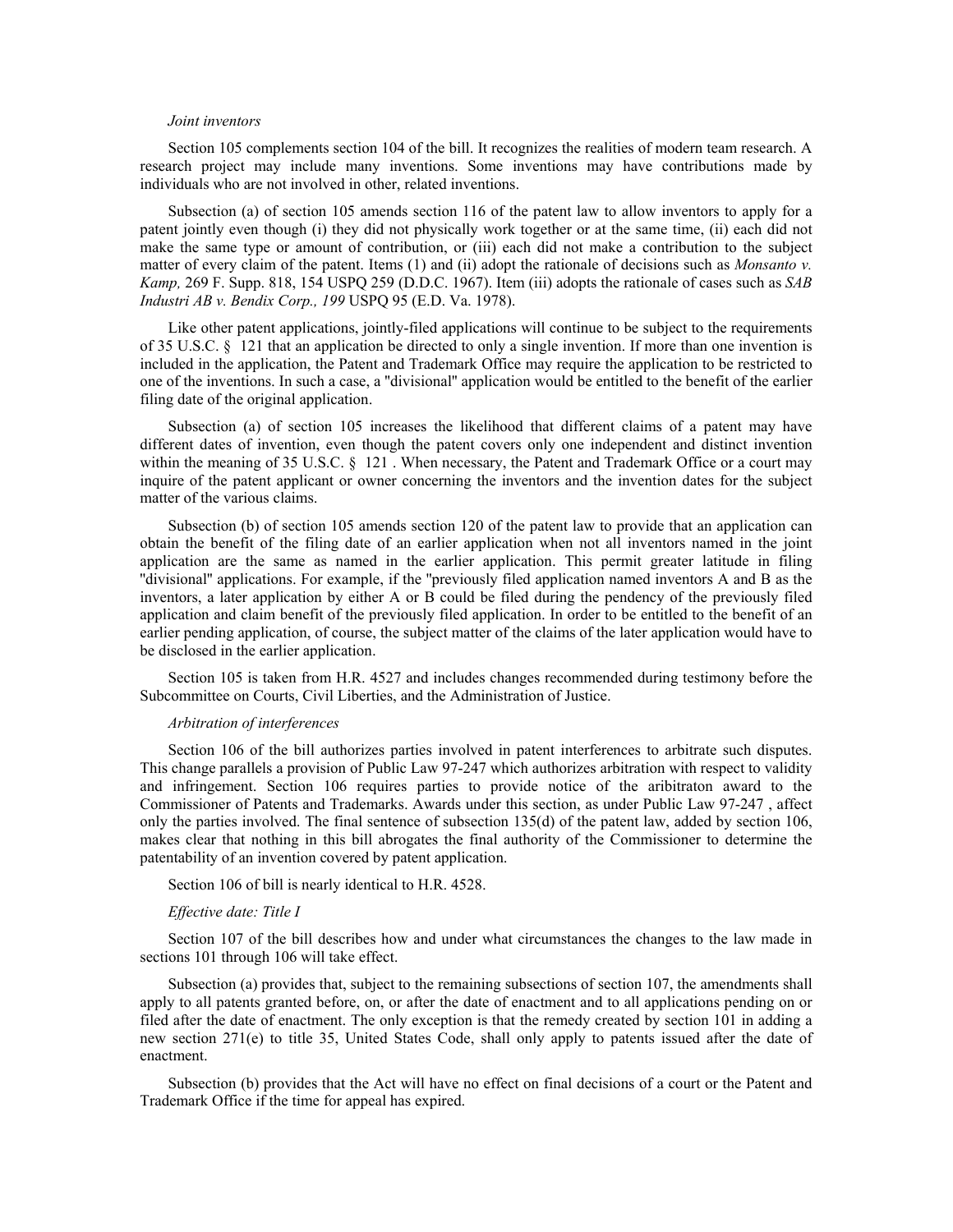*Joint inventors*

Section 105 complements section 104 of the bill. It recognizes the realities of modern team research. A research project may include many inventions. Some inventions may have contributions made by individuals who are not involved in other, related inventions.

Subsection (a) of section 105 amends section 116 of the patent law to allow inventors to apply for a patent jointly even though (i) they did not physically work together or at the same time, (ii) each did not make the same type or amount of contribution, or (iii) each did not make a contribution to the subject matter of every claim of the patent. Items (1) and (ii) adopt the rationale of decisions such as *Monsanto v. Kamp,* 269 F. Supp. 818, 154 USPQ 259 (D.D.C. 1967). Item (iii) adopts the rationale of cases such as *SAB Industri AB v. Bendix Corp., 199* USPQ 95 (E.D. Va. 1978).

Like other patent applications, jointly-filed applications will continue to be subject to the requirements of 35 U.S.C. § 121 that an application be directed to only a single invention. If more than one invention is included in the application, the Patent and Trademark Office may require the application to be restricted to one of the inventions. In such a case, a "divisional" application would be entitled to the benefit of the earlier filing date of the original application.

Subsection (a) of section 105 increases the likelihood that different claims of a patent may have different dates of invention, even though the patent covers only one independent and distinct invention within the meaning of 35 U.S.C. § 121 . When necessary, the Patent and Trademark Office or a court may inquire of the patent applicant or owner concerning the inventors and the invention dates for the subject matter of the various claims.

Subsection (b) of section 105 amends section 120 of the patent law to provide that an application can obtain the benefit of the filing date of an earlier application when not all inventors named in the joint application are the same as named in the earlier application. This permit greater latitude in filing "divisional" applications. For example, if the "previously filed application named inventors A and B as the inventors, a later application by either A or B could be filed during the pendency of the previously filed application and claim benefit of the previously filed application. In order to be entitled to the benefit of an earlier pending application, of course, the subject matter of the claims of the later application would have to be disclosed in the earlier application.

Section 105 is taken from H.R. 4527 and includes changes recommended during testimony before the Subcommittee on Courts, Civil Liberties, and the Administration of Justice.

*Arbitration of interferences*

Section 106 of the bill authorizes parties involved in patent interferences to arbitrate such disputes. This change parallels a provision of Public Law 97-247 which authorizes arbitration with respect to validity and infringement. Section 106 requires parties to provide notice of the aribitraton award to the Commissioner of Patents and Trademarks. Awards under this section, as under Public Law 97-247 , affect only the parties involved. The final sentence of subsection 135(d) of the patent law, added by section 106, makes clear that nothing in this bill abrogates the final authority of the Commissioner to determine the patentability of an invention covered by patent application.

Section 106 of bill is nearly identical to H.R. 4528.

*Effective date: Title I*

Section 107 of the bill describes how and under what circumstances the changes to the law made in sections 101 through 106 will take effect.

Subsection (a) provides that, subject to the remaining subsections of section 107, the amendments shall apply to all patents granted before, on, or after the date of enactment and to all applications pending on or filed after the date of enactment. The only exception is that the remedy created by section 101 in adding a new section 271(e) to title 35, United States Code, shall only apply to patents issued after the date of enactment.

Subsection (b) provides that the Act will have no effect on final decisions of a court or the Patent and Trademark Office if the time for appeal has expired.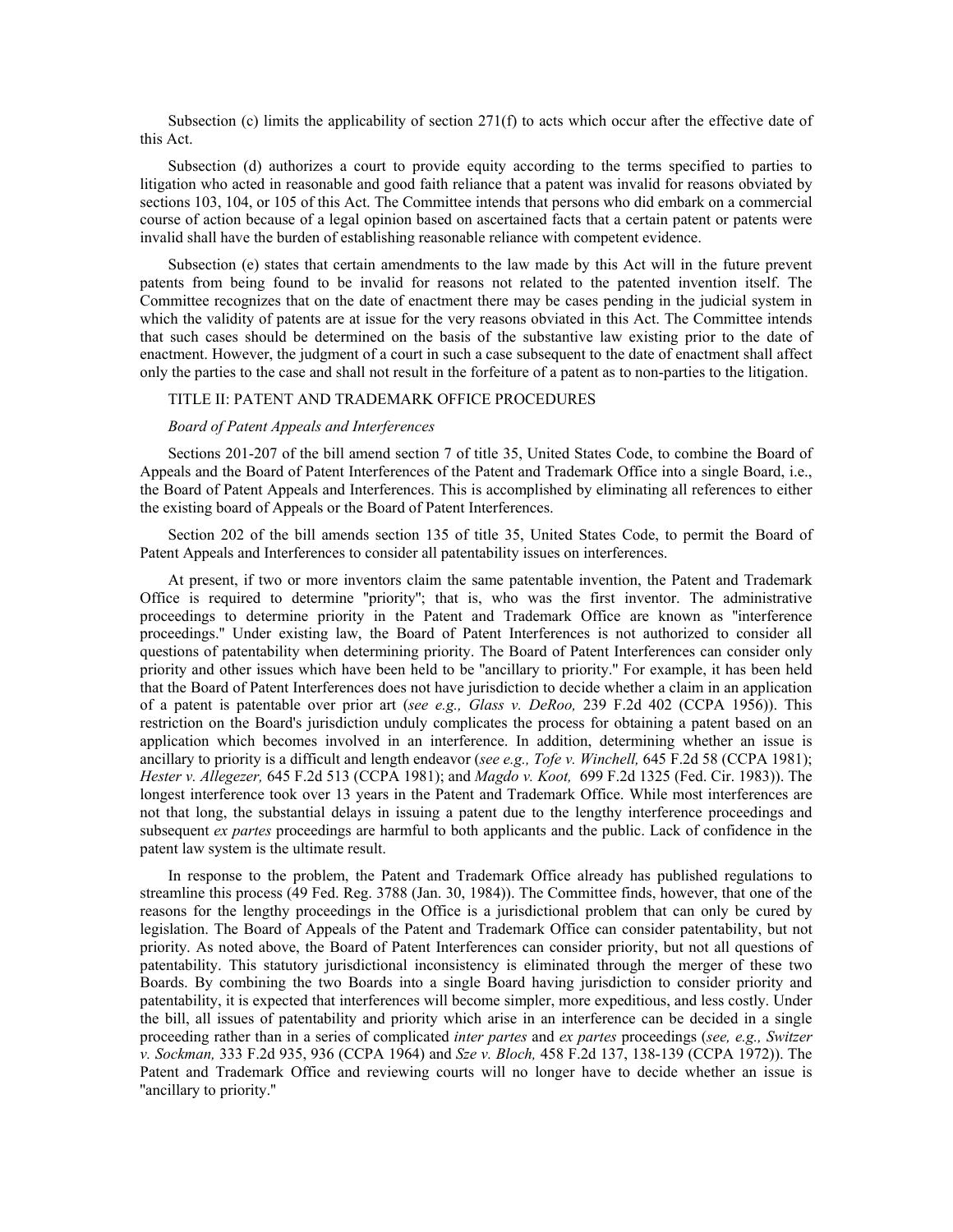Subsection (c) limits the applicability of section 271(f) to acts which occur after the effective date of this Act.

Subsection (d) authorizes a court to provide equity according to the terms specified to parties to litigation who acted in reasonable and good faith reliance that a patent was invalid for reasons obviated by sections 103, 104, or 105 of this Act. The Committee intends that persons who did embark on a commercial course of action because of a legal opinion based on ascertained facts that a certain patent or patents were invalid shall have the burden of establishing reasonable reliance with competent evidence.

Subsection (e) states that certain amendments to the law made by this Act will in the future prevent patents from being found to be invalid for reasons not related to the patented invention itself. The Committee recognizes that on the date of enactment there may be cases pending in the judicial system in which the validity of patents are at issue for the very reasons obviated in this Act. The Committee intends that such cases should be determined on the basis of the substantive law existing prior to the date of enactment. However, the judgment of a court in such a case subsequent to the date of enactment shall affect only the parties to the case and shall not result in the forfeiture of a patent as to non-parties to the litigation.

## TITLE II: PATENT AND TRADEMARK OFFICE PROCEDURES

### *Board of Patent Appeals and Interferences*

Sections 201-207 of the bill amend section 7 of title 35, United States Code, to combine the Board of Appeals and the Board of Patent Interferences of the Patent and Trademark Office into a single Board, i.e., the Board of Patent Appeals and Interferences. This is accomplished by eliminating all references to either the existing board of Appeals or the Board of Patent Interferences.

Section 202 of the bill amends section 135 of title 35, United States Code, to permit the Board of Patent Appeals and Interferences to consider all patentability issues on interferences.

At present, if two or more inventors claim the same patentable invention, the Patent and Trademark Office is required to determine "priority"; that is, who was the first inventor. The administrative proceedings to determine priority in the Patent and Trademark Office are known as "interference proceedings." Under existing law, the Board of Patent Interferences is not authorized to consider all questions of patentability when determining priority. The Board of Patent Interferences can consider only priority and other issues which have been held to be "ancillary to priority." For example, it has been held that the Board of Patent Interferences does not have jurisdiction to decide whether a claim in an application of a patent is patentable over prior art (*see e.g., Glass v. DeRoo,* 239 F.2d 402 (CCPA 1956)). This restriction on the Board's jurisdiction unduly complicates the process for obtaining a patent based on an application which becomes involved in an interference. In addition, determining whether an issue is ancillary to priority is a difficult and length endeavor (*see e.g., Tofe v. Winchell,* 645 F.2d 58 (CCPA 1981); *Hester v. Allegezer,* 645 F.2d 513 (CCPA 1981); and *Magdo v. Koot,* 699 F.2d 1325 (Fed. Cir. 1983)). The longest interference took over 13 years in the Patent and Trademark Office. While most interferences are not that long, the substantial delays in issuing a patent due to the lengthy interference proceedings and subsequent *ex partes* proceedings are harmful to both applicants and the public. Lack of confidence in the patent law system is the ultimate result.

In response to the problem, the Patent and Trademark Office already has published regulations to streamline this process (49 Fed. Reg. 3788 (Jan. 30, 1984)). The Committee finds, however, that one of the reasons for the lengthy proceedings in the Office is a jurisdictional problem that can only be cured by legislation. The Board of Appeals of the Patent and Trademark Office can consider patentability, but not priority. As noted above, the Board of Patent Interferences can consider priority, but not all questions of patentability. This statutory jurisdictional inconsistency is eliminated through the merger of these two Boards. By combining the two Boards into a single Board having jurisdiction to consider priority and patentability, it is expected that interferences will become simpler, more expeditious, and less costly. Under the bill, all issues of patentability and priority which arise in an interference can be decided in a single proceeding rather than in a series of complicated *inter partes* and *ex partes* proceedings (*see, e.g., Switzer v. Sockman,* 333 F.2d 935, 936 (CCPA 1964) and *Sze v. Bloch,* 458 F.2d 137, 138-139 (CCPA 1972)). The Patent and Trademark Office and reviewing courts will no longer have to decide whether an issue is "ancillary to priority."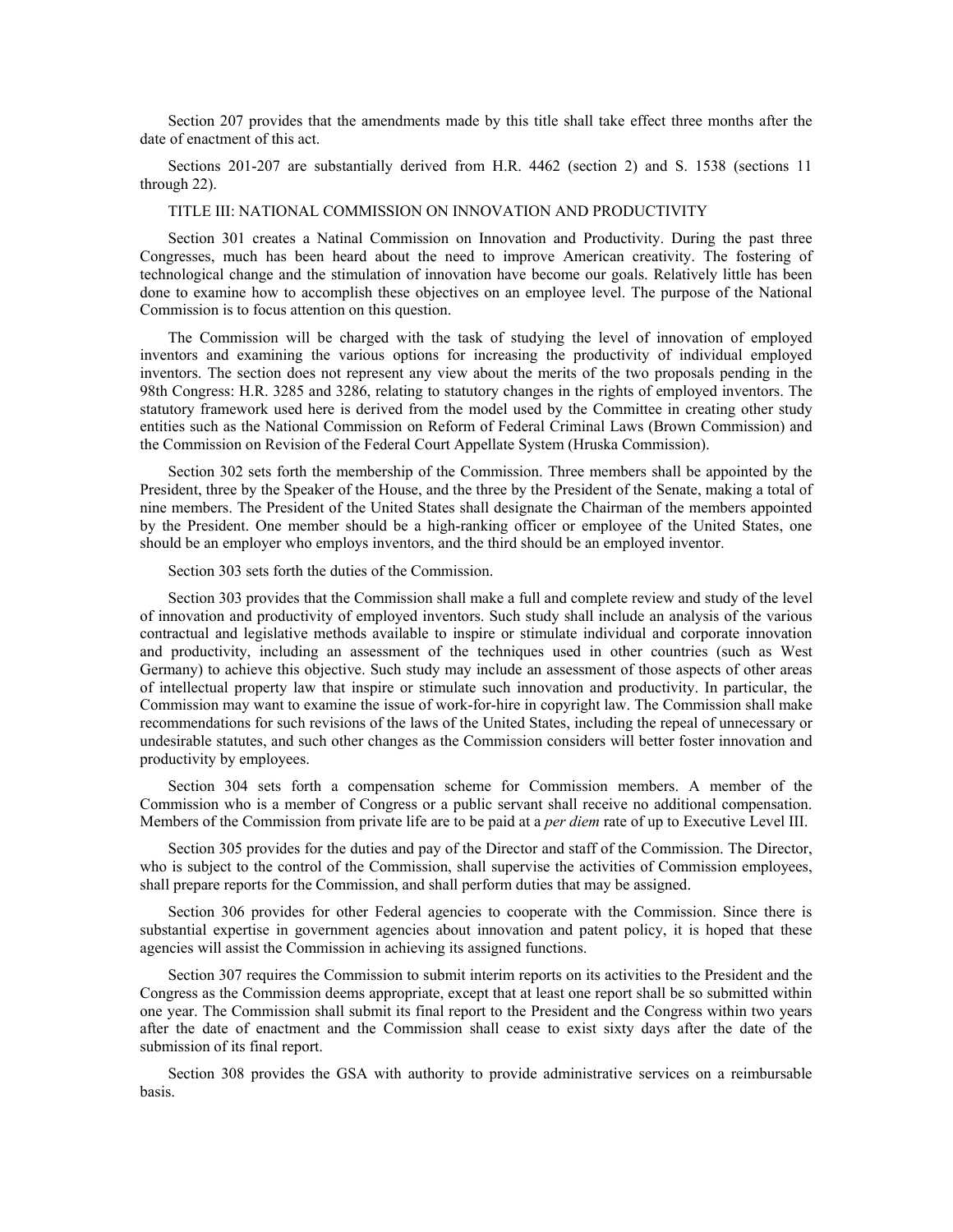Section 207 provides that the amendments made by this title shall take effect three months after the date of enactment of this act.

Sections 201-207 are substantially derived from H.R. 4462 (section 2) and S. 1538 (sections 11 through 22).

## TITLE III: NATIONAL COMMISSION ON INNOVATION AND PRODUCTIVITY

Section 301 creates a Natinal Commission on Innovation and Productivity. During the past three Congresses, much has been heard about the need to improve American creativity. The fostering of technological change and the stimulation of innovation have become our goals. Relatively little has been done to examine how to accomplish these objectives on an employee level. The purpose of the National Commission is to focus attention on this question.

The Commission will be charged with the task of studying the level of innovation of employed inventors and examining the various options for increasing the productivity of individual employed inventors. The section does not represent any view about the merits of the two proposals pending in the 98th Congress: H.R. 3285 and 3286, relating to statutory changes in the rights of employed inventors. The statutory framework used here is derived from the model used by the Committee in creating other study entities such as the National Commission on Reform of Federal Criminal Laws (Brown Commission) and the Commission on Revision of the Federal Court Appellate System (Hruska Commission).

Section 302 sets forth the membership of the Commission. Three members shall be appointed by the President, three by the Speaker of the House, and the three by the President of the Senate, making a total of nine members. The President of the United States shall designate the Chairman of the members appointed by the President. One member should be a high-ranking officer or employee of the United States, one should be an employer who employs inventors, and the third should be an employed inventor.

Section 303 sets forth the duties of the Commission.

Section 303 provides that the Commission shall make a full and complete review and study of the level of innovation and productivity of employed inventors. Such study shall include an analysis of the various contractual and legislative methods available to inspire or stimulate individual and corporate innovation and productivity, including an assessment of the techniques used in other countries (such as West Germany) to achieve this objective. Such study may include an assessment of those aspects of other areas of intellectual property law that inspire or stimulate such innovation and productivity. In particular, the Commission may want to examine the issue of work-for-hire in copyright law. The Commission shall make recommendations for such revisions of the laws of the United States, including the repeal of unnecessary or undesirable statutes, and such other changes as the Commission considers will better foster innovation and productivity by employees.

Section 304 sets forth a compensation scheme for Commission members. A member of the Commission who is a member of Congress or a public servant shall receive no additional compensation. Members of the Commission from private life are to be paid at a *per diem* rate of up to Executive Level III.

Section 305 provides for the duties and pay of the Director and staff of the Commission. The Director, who is subject to the control of the Commission, shall supervise the activities of Commission employees, shall prepare reports for the Commission, and shall perform duties that may be assigned.

Section 306 provides for other Federal agencies to cooperate with the Commission. Since there is substantial expertise in government agencies about innovation and patent policy, it is hoped that these agencies will assist the Commission in achieving its assigned functions.

Section 307 requires the Commission to submit interim reports on its activities to the President and the Congress as the Commission deems appropriate, except that at least one report shall be so submitted within one year. The Commission shall submit its final report to the President and the Congress within two years after the date of enactment and the Commission shall cease to exist sixty days after the date of the submission of its final report.

Section 308 provides the GSA with authority to provide administrative services on a reimbursable basis.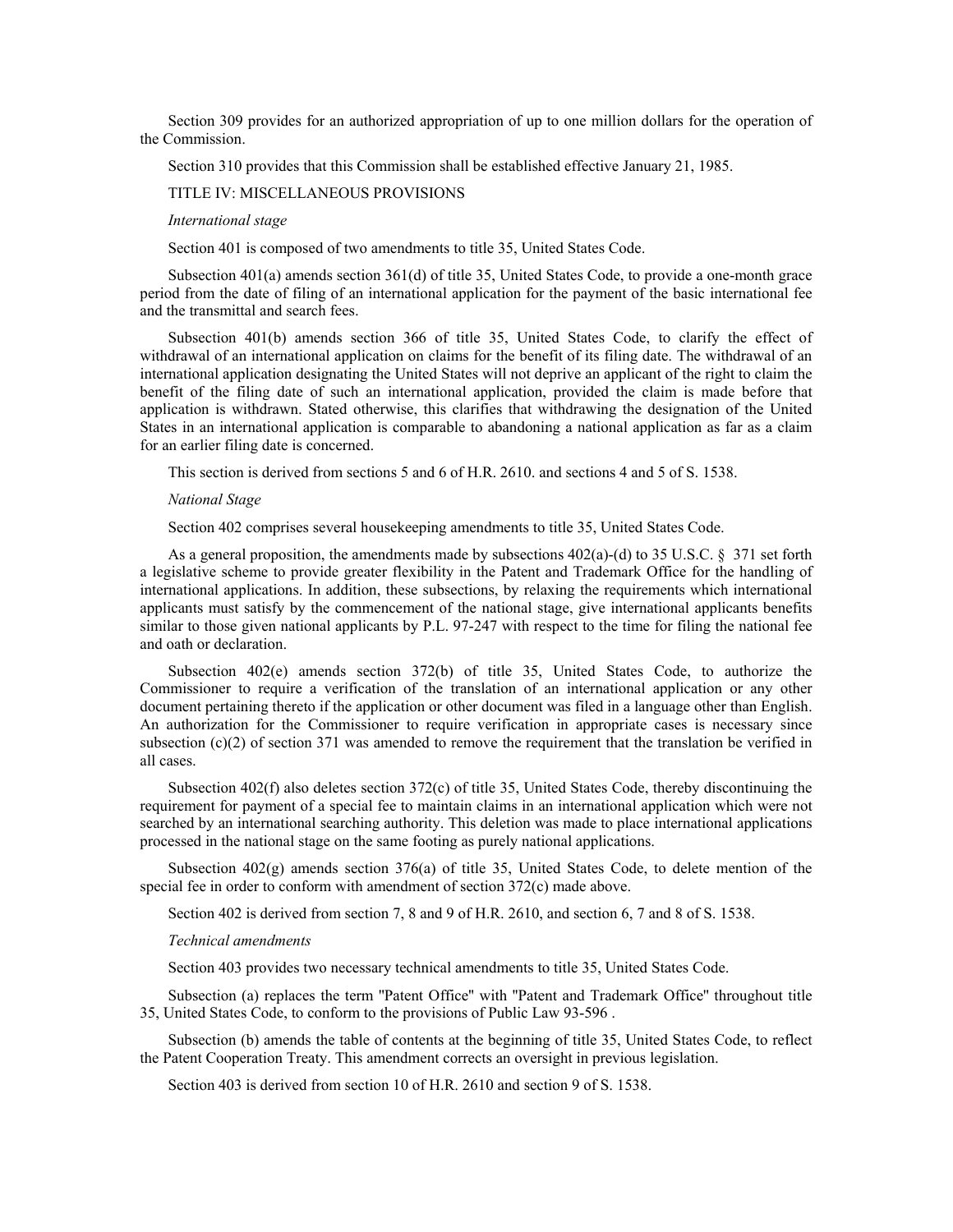Section 309 provides for an authorized appropriation of up to one million dollars for the operation of the Commission.

Section 310 provides that this Commission shall be established effective January 21, 1985.

TITLE IV: MISCELLANEOUS PROVISIONS

*International stage*

Section 401 is composed of two amendments to title 35, United States Code.

Subsection 401(a) amends section 361(d) of title 35, United States Code, to provide a one-month grace period from the date of filing of an international application for the payment of the basic international fee and the transmittal and search fees.

Subsection 401(b) amends section 366 of title 35, United States Code, to clarify the effect of withdrawal of an international application on claims for the benefit of its filing date. The withdrawal of an international application designating the United States will not deprive an applicant of the right to claim the benefit of the filing date of such an international application, provided the claim is made before that application is withdrawn. Stated otherwise, this clarifies that withdrawing the designation of the United States in an international application is comparable to abandoning a national application as far as a claim for an earlier filing date is concerned.

This section is derived from sections 5 and 6 of H.R. 2610. and sections 4 and 5 of S. 1538.

*National Stage*

Section 402 comprises several housekeeping amendments to title 35, United States Code.

As a general proposition, the amendments made by subsections 402(a)-(d) to 35 U.S.C. § 371 set forth a legislative scheme to provide greater flexibility in the Patent and Trademark Office for the handling of international applications. In addition, these subsections, by relaxing the requirements which international applicants must satisfy by the commencement of the national stage, give international applicants benefits similar to those given national applicants by P.L. 97-247 with respect to the time for filing the national fee and oath or declaration.

Subsection 402(e) amends section 372(b) of title 35, United States Code, to authorize the Commissioner to require a verification of the translation of an international application or any other document pertaining thereto if the application or other document was filed in a language other than English. An authorization for the Commissioner to require verification in appropriate cases is necessary since subsection (c)(2) of section 371 was amended to remove the requirement that the translation be verified in all cases.

Subsection 402(f) also deletes section 372(c) of title 35, United States Code, thereby discontinuing the requirement for payment of a special fee to maintain claims in an international application which were not searched by an international searching authority. This deletion was made to place international applications processed in the national stage on the same footing as purely national applications.

Subsection 402(g) amends section 376(a) of title 35, United States Code, to delete mention of the special fee in order to conform with amendment of section 372(c) made above.

Section 402 is derived from section 7, 8 and 9 of H.R. 2610, and section 6, 7 and 8 of S. 1538.

*Technical amendments*

Section 403 provides two necessary technical amendments to title 35, United States Code.

Subsection (a) replaces the term "Patent Office" with "Patent and Trademark Office" throughout title 35, United States Code, to conform to the provisions of Public Law 93-596 .

Subsection (b) amends the table of contents at the beginning of title 35, United States Code, to reflect the Patent Cooperation Treaty. This amendment corrects an oversight in previous legislation.

Section 403 is derived from section 10 of H.R. 2610 and section 9 of S. 1538.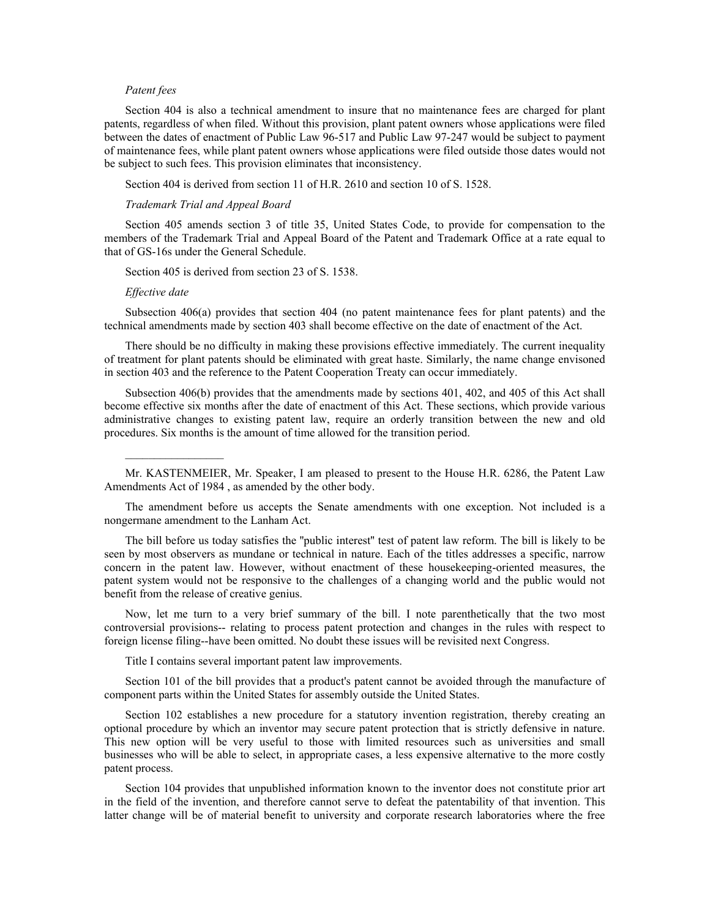*Patent fees*

Section 404 is also a technical amendment to insure that no maintenance fees are charged for plant patents, regardless of when filed. Without this provision, plant patent owners whose applications were filed between the dates of enactment of Public Law 96-517 and Public Law 97-247 would be subject to payment of maintenance fees, while plant patent owners whose applications were filed outside those dates would not be subject to such fees. This provision eliminates that inconsistency.

Section 404 is derived from section 11 of H.R. 2610 and section 10 of S. 1528.

*Trademark Trial and Appeal Board*

Section 405 amends section 3 of title 35, United States Code, to provide for compensation to the members of the Trademark Trial and Appeal Board of the Patent and Trademark Office at a rate equal to that of GS-16s under the General Schedule.

Section 405 is derived from section 23 of S. 1538.

*Effective date*

Subsection 406(a) provides that section 404 (no patent maintenance fees for plant patents) and the technical amendments made by section 403 shall become effective on the date of enactment of the Act.

There should be no difficulty in making these provisions effective immediately. The current inequality of treatment for plant patents should be eliminated with great haste. Similarly, the name change envisoned in section 403 and the reference to the Patent Cooperation Treaty can occur immediately.

Subsection 406(b) provides that the amendments made by sections 401, 402, and 405 of this Act shall become effective six months after the date of enactment of this Act. These sections, which provide various administrative changes to existing patent law, require an orderly transition between the new and old procedures. Six months is the amount of time allowed for the transition period.

---

Mr. KASTENMEIER, Mr. Speaker, I am pleased to present to the House H.R. 6286, the Patent Law Amendments Act of 1984 , as amended by the other body.

The amendment before us accepts the Senate amendments with one exception. Not included is a nongermane amendment to the Lanham Act.

The bill before us today satisfies the "public interest" test of patent law reform. The bill is likely to be seen by most observers as mundane or technical in nature. Each of the titles addresses a specific, narrow concern in the patent law. However, without enactment of these housekeeping-oriented measures, the patent system would not be responsive to the challenges of a changing world and the public would not benefit from the release of creative genius.

Now, let me turn to a very brief summary of the bill. I note parenthetically that the two most controversial provisions-- relating to process patent protection and changes in the rules with respect to foreign license filing--have been omitted. No doubt these issues will be revisited next Congress.

Title I contains several important patent law improvements.

Section 101 of the bill provides that a product's patent cannot be avoided through the manufacture of component parts within the United States for assembly outside the United States.

Section 102 establishes a new procedure for a statutory invention registration, thereby creating an optional procedure by which an inventor may secure patent protection that is strictly defensive in nature. This new option will be very useful to those with limited resources such as universities and small businesses who will be able to select, in appropriate cases, a less expensive alternative to the more costly patent process.

Section 104 provides that unpublished information known to the inventor does not constitute prior art in the field of the invention, and therefore cannot serve to defeat the patentability of that invention. This latter change will be of material benefit to university and corporate research laboratories where the free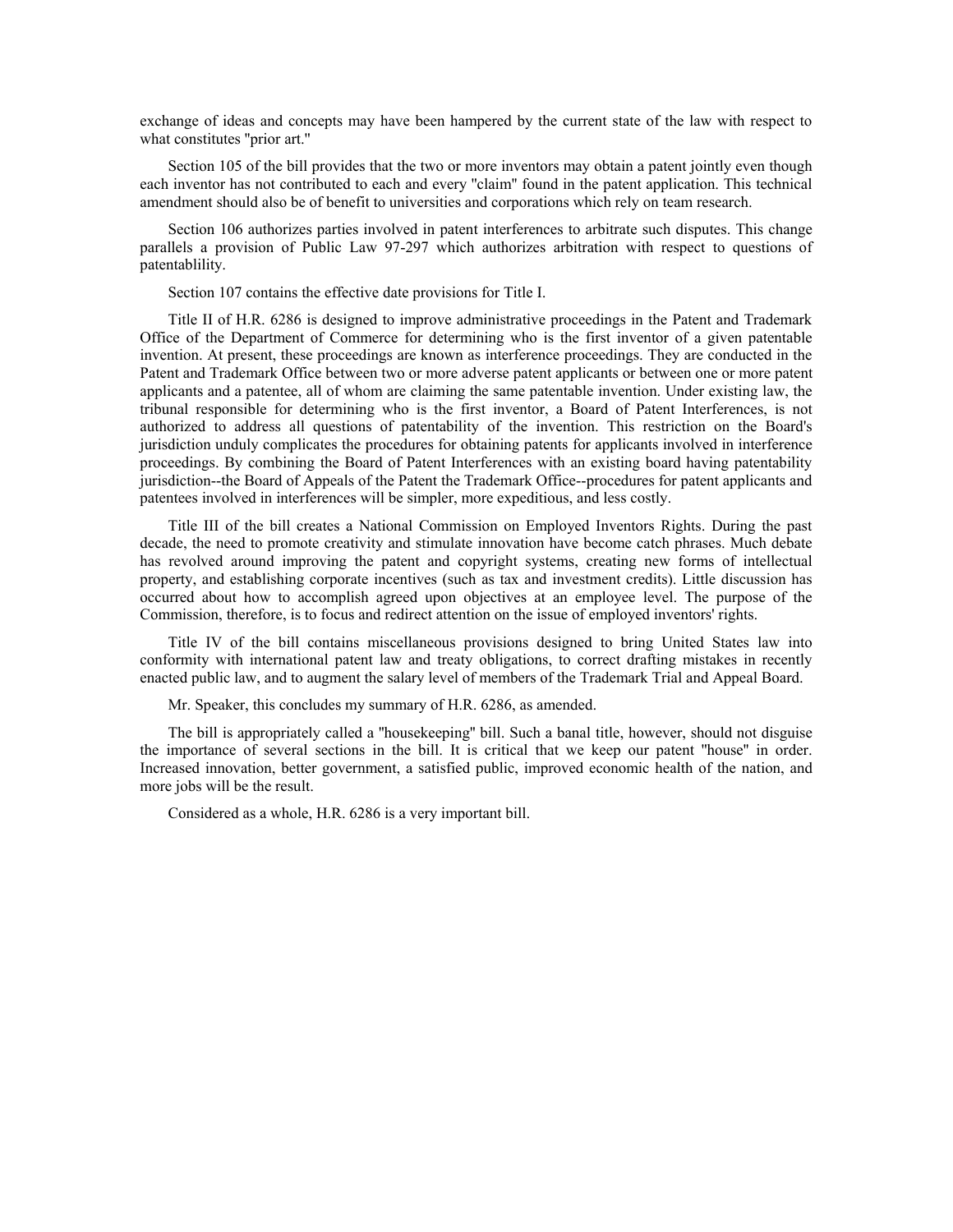exchange of ideas and concepts may have been hampered by the current state of the law with respect to what constitutes "prior art."

Section 105 of the bill provides that the two or more inventors may obtain a patent jointly even though each inventor has not contributed to each and every "claim" found in the patent application. This technical amendment should also be of benefit to universities and corporations which rely on team research.

Section 106 authorizes parties involved in patent interferences to arbitrate such disputes. This change parallels a provision of Public Law 97-297 which authorizes arbitration with respect to questions of patentablility.

Section 107 contains the effective date provisions for Title I.

Title II of H.R. 6286 is designed to improve administrative proceedings in the Patent and Trademark Office of the Department of Commerce for determining who is the first inventor of a given patentable invention. At present, these proceedings are known as interference proceedings. They are conducted in the Patent and Trademark Office between two or more adverse patent applicants or between one or more patent applicants and a patentee, all of whom are claiming the same patentable invention. Under existing law, the tribunal responsible for determining who is the first inventor, a Board of Patent Interferences, is not authorized to address all questions of patentability of the invention. This restriction on the Board's jurisdiction unduly complicates the procedures for obtaining patents for applicants involved in interference proceedings. By combining the Board of Patent Interferences with an existing board having patentability jurisdiction--the Board of Appeals of the Patent the Trademark Office--procedures for patent applicants and patentees involved in interferences will be simpler, more expeditious, and less costly.

Title III of the bill creates a National Commission on Employed Inventors Rights. During the past decade, the need to promote creativity and stimulate innovation have become catch phrases. Much debate has revolved around improving the patent and copyright systems, creating new forms of intellectual property, and establishing corporate incentives (such as tax and investment credits). Little discussion has occurred about how to accomplish agreed upon objectives at an employee level. The purpose of the Commission, therefore, is to focus and redirect attention on the issue of employed inventors' rights.

Title IV of the bill contains miscellaneous provisions designed to bring United States law into conformity with international patent law and treaty obligations, to correct drafting mistakes in recently enacted public law, and to augment the salary level of members of the Trademark Trial and Appeal Board.

Mr. Speaker, this concludes my summary of H.R. 6286, as amended.

The bill is appropriately called a "housekeeping" bill. Such a banal title, however, should not disguise the importance of several sections in the bill. It is critical that we keep our patent "house" in order. Increased innovation, better government, a satisfied public, improved economic health of the nation, and more jobs will be the result.

Considered as a whole, H.R. 6286 is a very important bill.